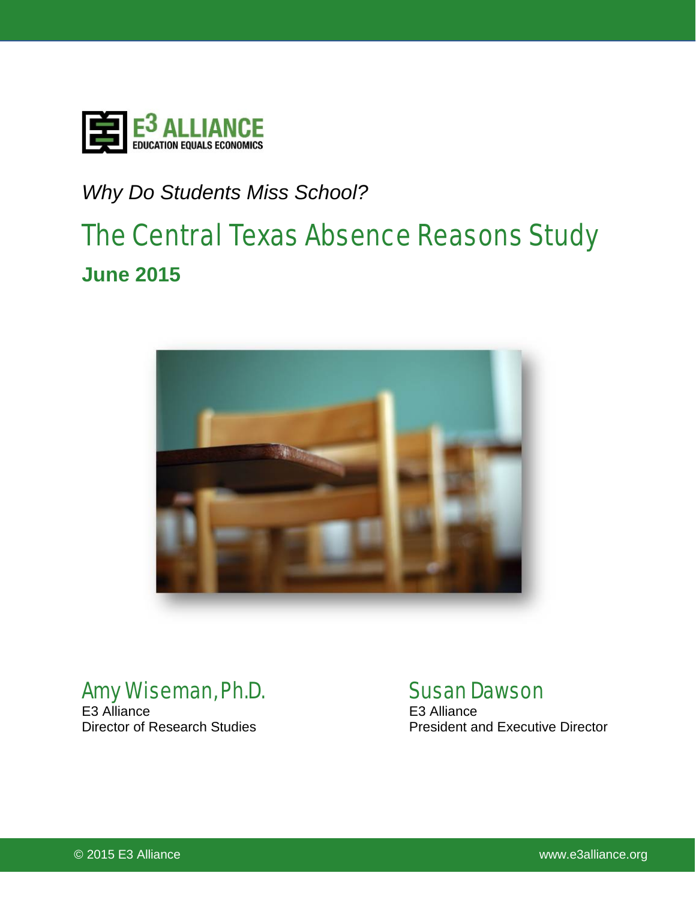E3 ALLIANCE
EDUCATION EQUALS ECONOMICS

*Why Do Students Miss School?*

# The Central Texas Absence Reasons Study

**June 2015**

## Amy Wiseman, Ph.D.

E3 Alliance
Director of Research Studies

## Susan Dawson

E3 Alliance
President and Executive Director

© 2015 E3 Alliance

www.e3alliance.org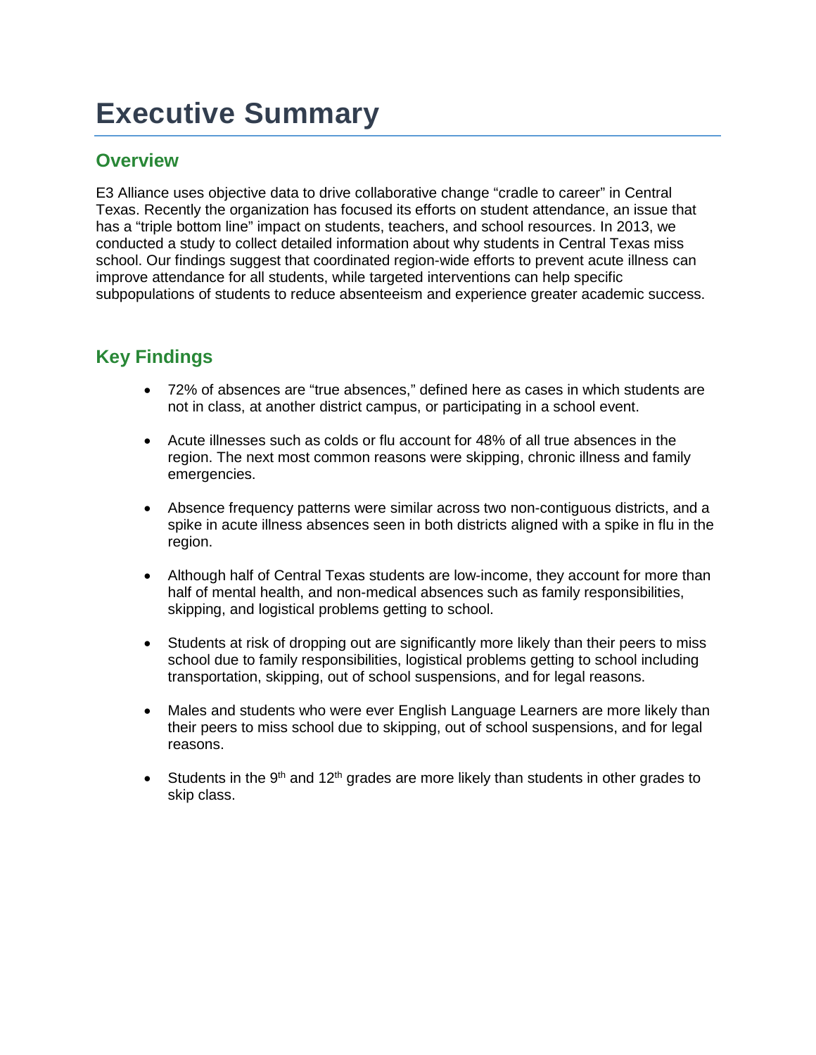# Executive Summary

## Overview

E3 Alliance uses objective data to drive collaborative change "cradle to career" in Central Texas. Recently the organization has focused its efforts on student attendance, an issue that has a "triple bottom line" impact on students, teachers, and school resources. In 2013, we conducted a study to collect detailed information about why students in Central Texas miss school. Our findings suggest that coordinated region-wide efforts to prevent acute illness can improve attendance for all students, while targeted interventions can help specific subpopulations of students to reduce absenteeism and experience greater academic success.

## Key Findings

- 72% of absences are "true absences," defined here as cases in which students are not in class, at another district campus, or participating in a school event.
- Acute illnesses such as colds or flu account for 48% of all true absences in the region. The next most common reasons were skipping, chronic illness and family emergencies.
- Absence frequency patterns were similar across two non-contiguous districts, and a spike in acute illness absences seen in both districts aligned with a spike in flu in the region.
- Although half of Central Texas students are low-income, they account for more than half of mental health, and non-medical absences such as family responsibilities, skipping, and logistical problems getting to school.
- Students at risk of dropping out are significantly more likely than their peers to miss school due to family responsibilities, logistical problems getting to school including transportation, skipping, out of school suspensions, and for legal reasons.
- Males and students who were ever English Language Learners are more likely than their peers to miss school due to skipping, out of school suspensions, and for legal reasons.
- Students in the 9th and 12th grades are more likely than students in other grades to skip class.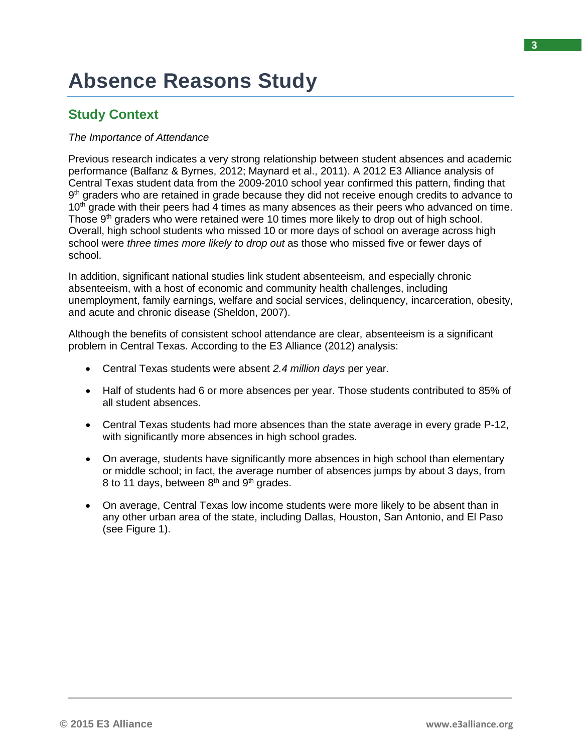# Absence Reasons Study

## Study Context

*The Importance of Attendance*

Previous research indicates a very strong relationship between student absences and academic performance (Balfanz & Byrnes, 2012; Maynard et al., 2011). A 2012 E3 Alliance analysis of Central Texas student data from the 2009-2010 school year confirmed this pattern, finding that 9th graders who are retained in grade because they did not receive enough credits to advance to 10th grade with their peers had 4 times as many absences as their peers who advanced on time. Those 9th graders who were retained were 10 times more likely to drop out of high school. Overall, high school students who missed 10 or more days of school on average across high school were *three times more likely to drop out* as those who missed five or fewer days of school.

In addition, significant national studies link student absenteeism, and especially chronic absenteeism, with a host of economic and community health challenges, including unemployment, family earnings, welfare and social services, delinquency, incarceration, obesity, and acute and chronic disease (Sheldon, 2007).

Although the benefits of consistent school attendance are clear, absenteeism is a significant problem in Central Texas. According to the E3 Alliance (2012) analysis:

- Central Texas students were absent *2.4 million days* per year.
- Half of students had 6 or more absences per year. Those students contributed to 85% of all student absences.
- Central Texas students had more absences than the state average in every grade P-12, with significantly more absences in high school grades.
- On average, students have significantly more absences in high school than elementary or middle school; in fact, the average number of absences jumps by about 3 days, from 8 to 11 days, between 8th and 9th grades.
- On average, Central Texas low income students were more likely to be absent than in any other urban area of the state, including Dallas, Houston, San Antonio, and El Paso (see Figure 1).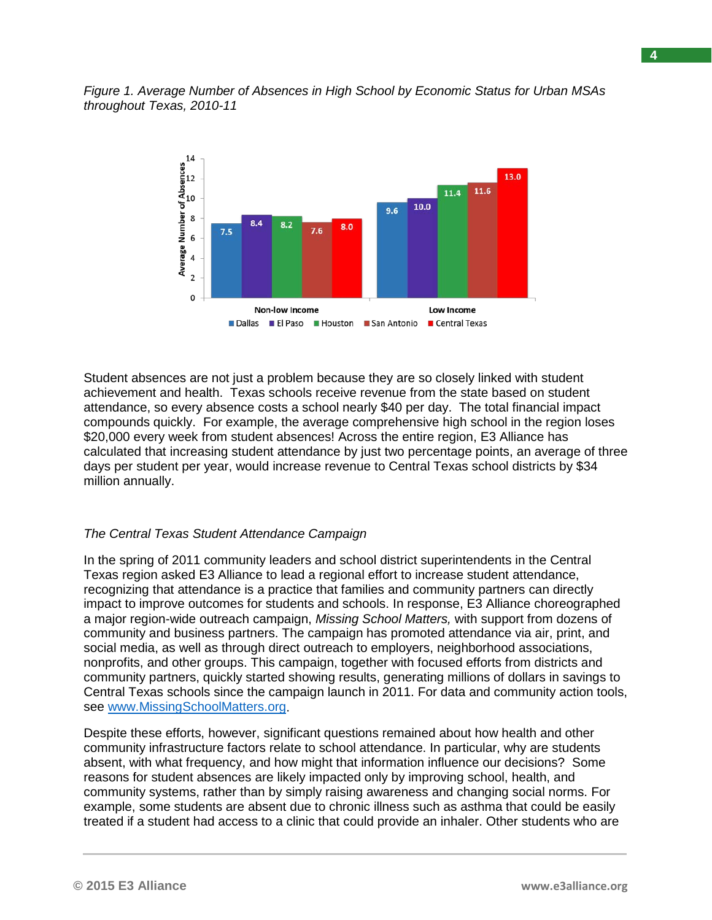*Figure 1. Average Number of Absences in High School by Economic Status for Urban MSAs throughout Texas, 2010-11*

| | Dallas | El Paso | Houston | San Antonio | Central Texas |
|---|---|---|---|---|---|
| Non-low Income | 7.5 | 8.4 | 8.2 | 7.6 | 8.0 |
| Low Income | 9.6 | 10.0 | 11.4 | 11.6 | 13.0 |

Student absences are not just a problem because they are so closely linked with student achievement and health. Texas schools receive revenue from the state based on student attendance, so every absence costs a school nearly $40 per day. The total financial impact compounds quickly. For example, the average comprehensive high school in the region loses $20,000 every week from student absences! Across the entire region, E3 Alliance has calculated that increasing student attendance by just two percentage points, an average of three days per student per year, would increase revenue to Central Texas school districts by $34 million annually.

*The Central Texas Student Attendance Campaign*

In the spring of 2011 community leaders and school district superintendents in the Central Texas region asked E3 Alliance to lead a regional effort to increase student attendance, recognizing that attendance is a practice that families and community partners can directly impact to improve outcomes for students and schools. In response, E3 Alliance choreographed a major region-wide outreach campaign, *Missing School Matters,* with support from dozens of community and business partners. The campaign has promoted attendance via air, print, and social media, as well as through direct outreach to employers, neighborhood associations, nonprofits, and other groups. This campaign, together with focused efforts from districts and community partners, quickly started showing results, generating millions of dollars in savings to Central Texas schools since the campaign launch in 2011. For data and community action tools, see [www.MissingSchoolMatters.org](http://www.MissingSchoolMatters.org).

Despite these efforts, however, significant questions remained about how health and other community infrastructure factors relate to school attendance. In particular, why are students absent, with what frequency, and how might that information influence our decisions? Some reasons for student absences are likely impacted only by improving school, health, and community systems, rather than by simply raising awareness and changing social norms. For example, some students are absent due to chronic illness such as asthma that could be easily treated if a student had access to a clinic that could provide an inhaler. Other students who are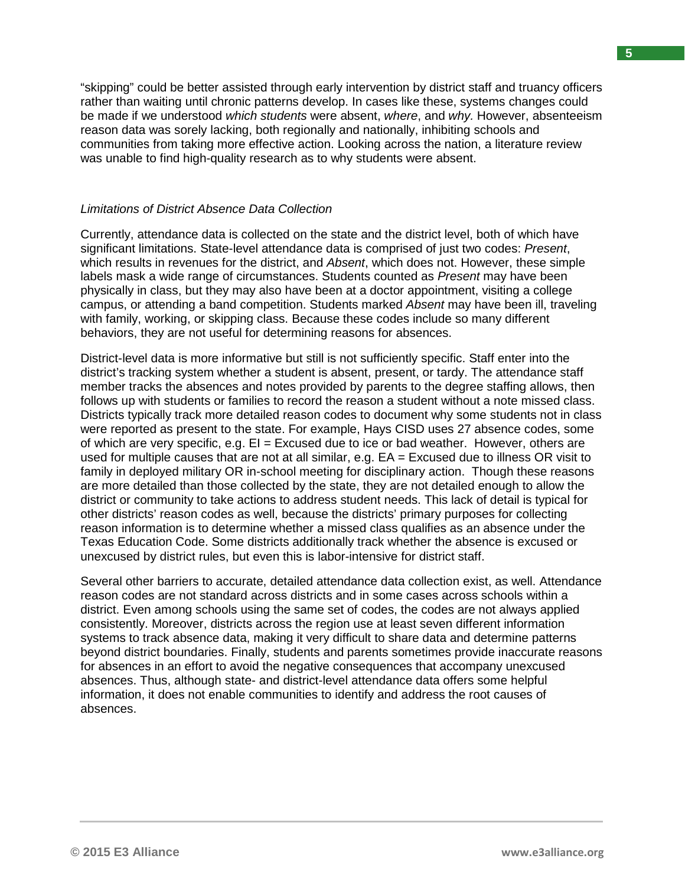“skipping” could be better assisted through early intervention by district staff and truancy officers rather than waiting until chronic patterns develop. In cases like these, systems changes could be made if we understood *which students* were absent, *where*, and *why.* However, absenteeism reason data was sorely lacking, both regionally and nationally, inhibiting schools and communities from taking more effective action. Looking across the nation, a literature review was unable to find high-quality research as to why students were absent.

### *Limitations of District Absence Data Collection*

Currently, attendance data is collected on the state and the district level, both of which have significant limitations. State-level attendance data is comprised of just two codes: *Present*, which results in revenues for the district, and *Absent*, which does not. However, these simple labels mask a wide range of circumstances. Students counted as *Present* may have been physically in class, but they may also have been at a doctor appointment, visiting a college campus, or attending a band competition. Students marked *Absent* may have been ill, traveling with family, working, or skipping class. Because these codes include so many different behaviors, they are not useful for determining reasons for absences.

District-level data is more informative but still is not sufficiently specific. Staff enter into the district’s tracking system whether a student is absent, present, or tardy. The attendance staff member tracks the absences and notes provided by parents to the degree staffing allows, then follows up with students or families to record the reason a student without a note missed class. Districts typically track more detailed reason codes to document why some students not in class were reported as present to the state. For example, Hays CISD uses 27 absence codes, some of which are very specific, e.g. EI = Excused due to ice or bad weather. However, others are used for multiple causes that are not at all similar, e.g. EA = Excused due to illness OR visit to family in deployed military OR in-school meeting for disciplinary action. Though these reasons are more detailed than those collected by the state, they are not detailed enough to allow the district or community to take actions to address student needs. This lack of detail is typical for other districts’ reason codes as well, because the districts’ primary purposes for collecting reason information is to determine whether a missed class qualifies as an absence under the Texas Education Code. Some districts additionally track whether the absence is excused or unexcused by district rules, but even this is labor-intensive for district staff.

Several other barriers to accurate, detailed attendance data collection exist, as well. Attendance reason codes are not standard across districts and in some cases across schools within a district. Even among schools using the same set of codes, the codes are not always applied consistently. Moreover, districts across the region use at least seven different information systems to track absence data, making it very difficult to share data and determine patterns beyond district boundaries. Finally, students and parents sometimes provide inaccurate reasons for absences in an effort to avoid the negative consequences that accompany unexcused absences. Thus, although state- and district-level attendance data offers some helpful information, it does not enable communities to identify and address the root causes of absences.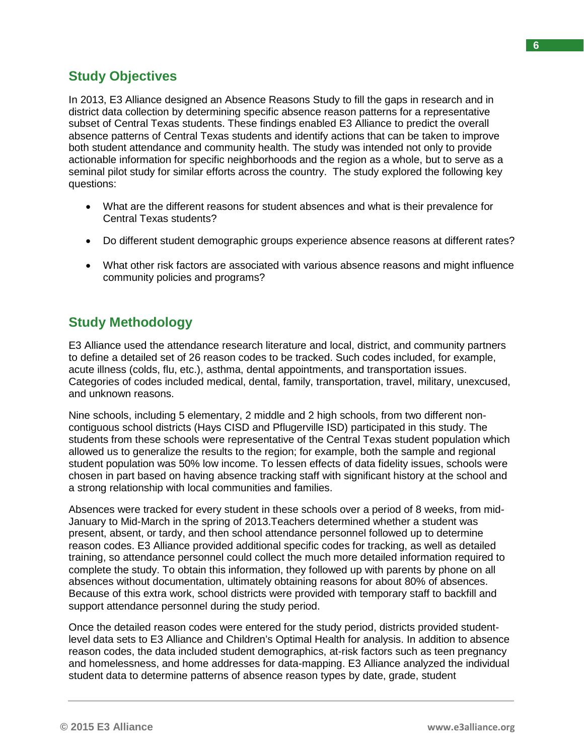## Study Objectives

In 2013, E3 Alliance designed an Absence Reasons Study to fill the gaps in research and in district data collection by determining specific absence reason patterns for a representative subset of Central Texas students. These findings enabled E3 Alliance to predict the overall absence patterns of Central Texas students and identify actions that can be taken to improve both student attendance and community health. The study was intended not only to provide actionable information for specific neighborhoods and the region as a whole, but to serve as a seminal pilot study for similar efforts across the country. The study explored the following key questions:

- What are the different reasons for student absences and what is their prevalence for Central Texas students?
- Do different student demographic groups experience absence reasons at different rates?
- What other risk factors are associated with various absence reasons and might influence community policies and programs?

## Study Methodology

E3 Alliance used the attendance research literature and local, district, and community partners to define a detailed set of 26 reason codes to be tracked. Such codes included, for example, acute illness (colds, flu, etc.), asthma, dental appointments, and transportation issues. Categories of codes included medical, dental, family, transportation, travel, military, unexcused, and unknown reasons.

Nine schools, including 5 elementary, 2 middle and 2 high schools, from two different non-contiguous school districts (Hays CISD and Pflugerville ISD) participated in this study. The students from these schools were representative of the Central Texas student population which allowed us to generalize the results to the region; for example, both the sample and regional student population was 50% low income. To lessen effects of data fidelity issues, schools were chosen in part based on having absence tracking staff with significant history at the school and a strong relationship with local communities and families.

Absences were tracked for every student in these schools over a period of 8 weeks, from mid-January to Mid-March in the spring of 2013.Teachers determined whether a student was present, absent, or tardy, and then school attendance personnel followed up to determine reason codes. E3 Alliance provided additional specific codes for tracking, as well as detailed training, so attendance personnel could collect the much more detailed information required to complete the study. To obtain this information, they followed up with parents by phone on all absences without documentation, ultimately obtaining reasons for about 80% of absences. Because of this extra work, school districts were provided with temporary staff to backfill and support attendance personnel during the study period.

Once the detailed reason codes were entered for the study period, districts provided student-level data sets to E3 Alliance and Children's Optimal Health for analysis. In addition to absence reason codes, the data included student demographics, at-risk factors such as teen pregnancy and homelessness, and home addresses for data-mapping. E3 Alliance analyzed the individual student data to determine patterns of absence reason types by date, grade, student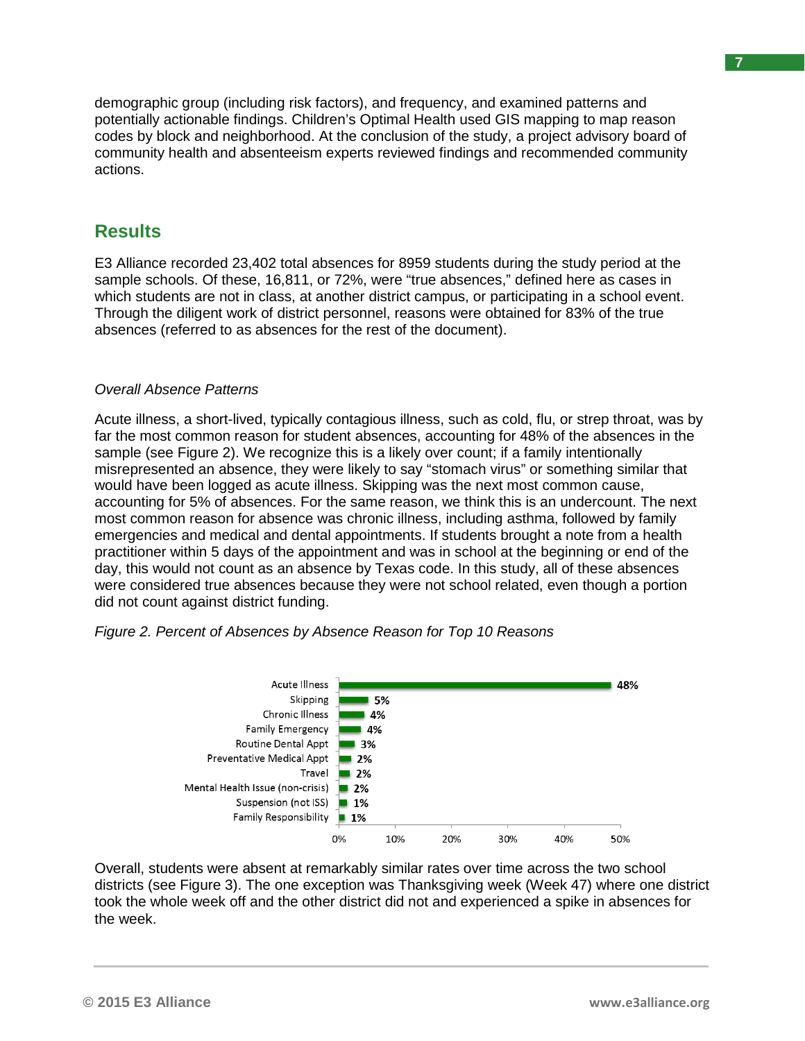demographic group (including risk factors), and frequency, and examined patterns and potentially actionable findings. Children's Optimal Health used GIS mapping to map reason codes by block and neighborhood. At the conclusion of the study, a project advisory board of community health and absenteeism experts reviewed findings and recommended community actions.

## Results

E3 Alliance recorded 23,402 total absences for 8959 students during the study period at the sample schools. Of these, 16,811, or 72%, were "true absences," defined here as cases in which students are not in class, at another district campus, or participating in a school event. Through the diligent work of district personnel, reasons were obtained for 83% of the true absences (referred to as absences for the rest of the document).

### *Overall Absence Patterns*

Acute illness, a short-lived, typically contagious illness, such as cold, flu, or strep throat, was by far the most common reason for student absences, accounting for 48% of the absences in the sample (see Figure 2). We recognize this is a likely over count; if a family intentionally misrepresented an absence, they were likely to say "stomach virus" or something similar that would have been logged as acute illness. Skipping was the next most common cause, accounting for 5% of absences. For the same reason, we think this is an undercount. The next most common reason for absence was chronic illness, including asthma, followed by family emergencies and medical and dental appointments. If students brought a note from a health practitioner within 5 days of the appointment and was in school at the beginning or end of the day, this would not count as an absence by Texas code. In this study, all of these absences were considered true absences because they were not school related, even though a portion did not count against district funding.

*Figure 2. Percent of Absences by Absence Reason for Top 10 Reasons*

| Absence Reason | Percent |
|---|---|
| Acute Illness | 48% |
| Skipping | 5% |
| Chronic Illness | 4% |
| Family Emergency | 4% |
| Routine Dental Appt | 3% |
| Preventative Medical Appt | 2% |
| Travel | 2% |
| Mental Health Issue (non-crisis) | 2% |
| Suspension (not ISS) | 1% |
| Family Responsibility | 1% |

Overall, students were absent at remarkably similar rates over time across the two school districts (see Figure 3). The one exception was Thanksgiving week (Week 47) where one district took the whole week off and the other district did not and experienced a spike in absences for the week.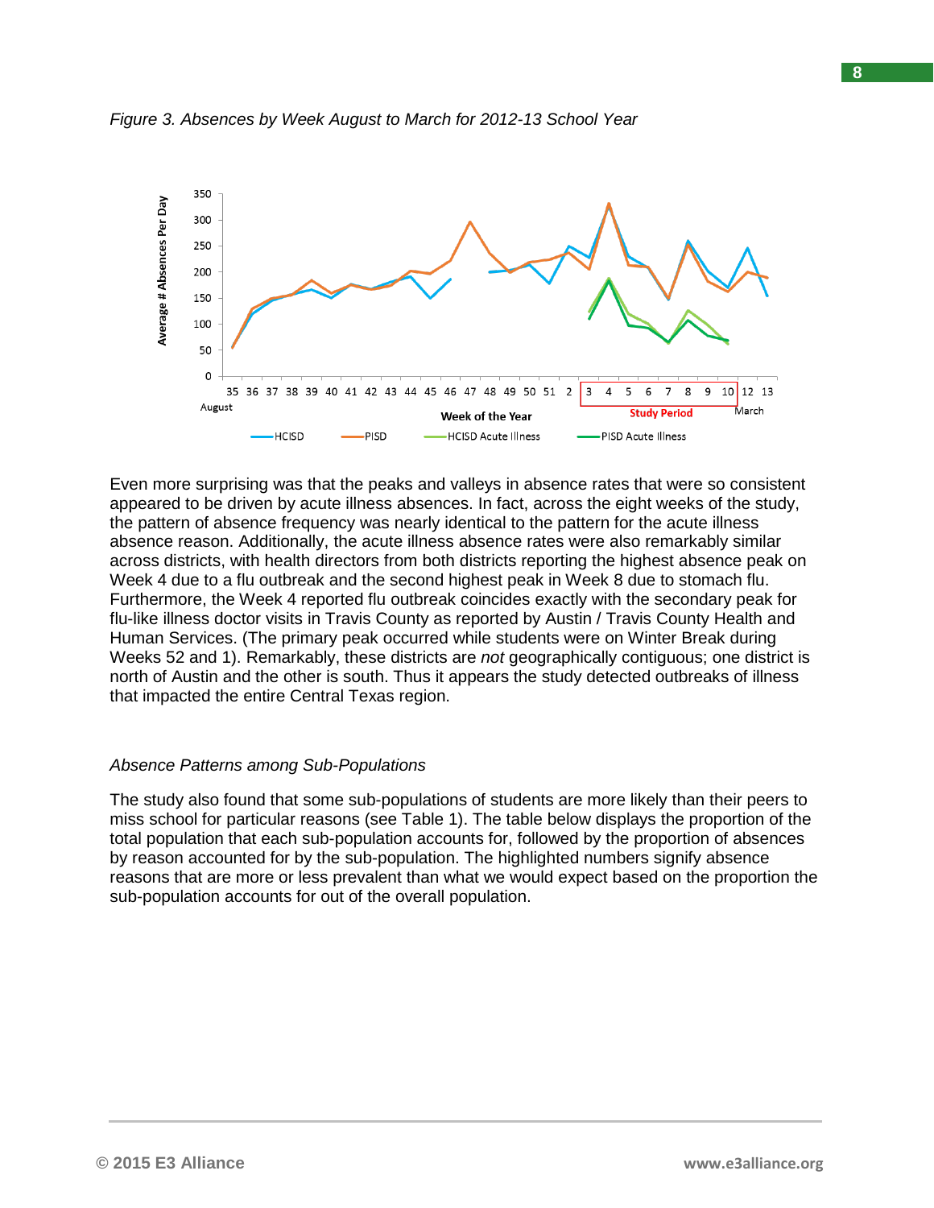*Figure 3. Absences by Week August to March for 2012-13 School Year*

Even more surprising was that the peaks and valleys in absence rates that were so consistent appeared to be driven by acute illness absences. In fact, across the eight weeks of the study, the pattern of absence frequency was nearly identical to the pattern for the acute illness absence reason. Additionally, the acute illness absence rates were also remarkably similar across districts, with health directors from both districts reporting the highest absence peak on Week 4 due to a flu outbreak and the second highest peak in Week 8 due to stomach flu. Furthermore, the Week 4 reported flu outbreak coincides exactly with the secondary peak for flu-like illness doctor visits in Travis County as reported by Austin / Travis County Health and Human Services. (The primary peak occurred while students were on Winter Break during Weeks 52 and 1). Remarkably, these districts are *not* geographically contiguous; one district is north of Austin and the other is south. Thus it appears the study detected outbreaks of illness that impacted the entire Central Texas region.

*Absence Patterns among Sub-Populations*

The study also found that some sub-populations of students are more likely than their peers to miss school for particular reasons (see Table 1). The table below displays the proportion of the total population that each sub-population accounts for, followed by the proportion of absences by reason accounted for by the sub-population. The highlighted numbers signify absence reasons that are more or less prevalent than what we would expect based on the proportion the sub-population accounts for out of the overall population.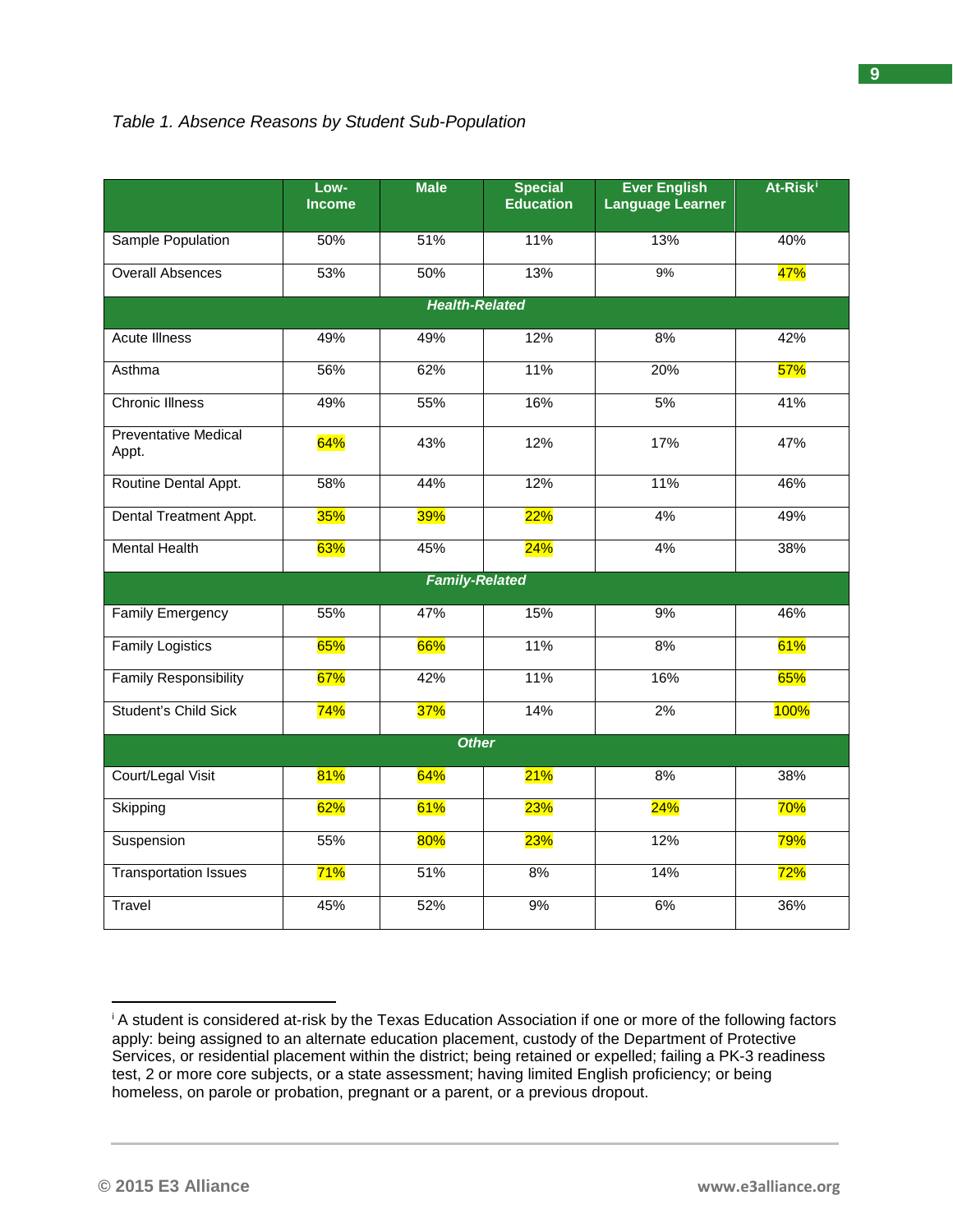*Table 1. Absence Reasons by Student Sub-Population*

| | Low-Income | Male | Special Education | Ever English Language Learner | At-Risk[i] |
|---|---|---|---|---|---|
| Sample Population | 50% | 51% | 11% | 13% | 40% |
| Overall Absences | 53% | 50% | 13% | 9% | 47% |
| ***Health-Related*** | | | | | |
| Acute Illness | 49% | 49% | 12% | 8% | 42% |
| Asthma | 56% | 62% | 11% | 20% | 57% |
| Chronic Illness | 49% | 55% | 16% | 5% | 41% |
| Preventative Medical Appt. | 64% | 43% | 12% | 17% | 47% |
| Routine Dental Appt. | 58% | 44% | 12% | 11% | 46% |
| Dental Treatment Appt. | 35% | 39% | 22% | 4% | 49% |
| Mental Health | 63% | 45% | 24% | 4% | 38% |
| ***Family-Related*** | | | | | |
| Family Emergency | 55% | 47% | 15% | 9% | 46% |
| Family Logistics | 65% | 66% | 11% | 8% | 61% |
| Family Responsibility | 67% | 42% | 11% | 16% | 65% |
| Student's Child Sick | 74% | 37% | 14% | 2% | 100% |
| ***Other*** | | | | | |
| Court/Legal Visit | 81% | 64% | 21% | 8% | 38% |
| Skipping | 62% | 61% | 23% | 24% | 70% |
| Suspension | 55% | 80% | 23% | 12% | 79% |
| Transportation Issues | 71% | 51% | 8% | 14% | 72% |
| Travel | 45% | 52% | 9% | 6% | 36% |

[i] A student is considered at-risk by the Texas Education Association if one or more of the following factors apply: being assigned to an alternate education placement, custody of the Department of Protective Services, or residential placement within the district; being retained or expelled; failing a PK-3 readiness test, 2 or more core subjects, or a state assessment; having limited English proficiency; or being homeless, on parole or probation, pregnant or a parent, or a previous dropout.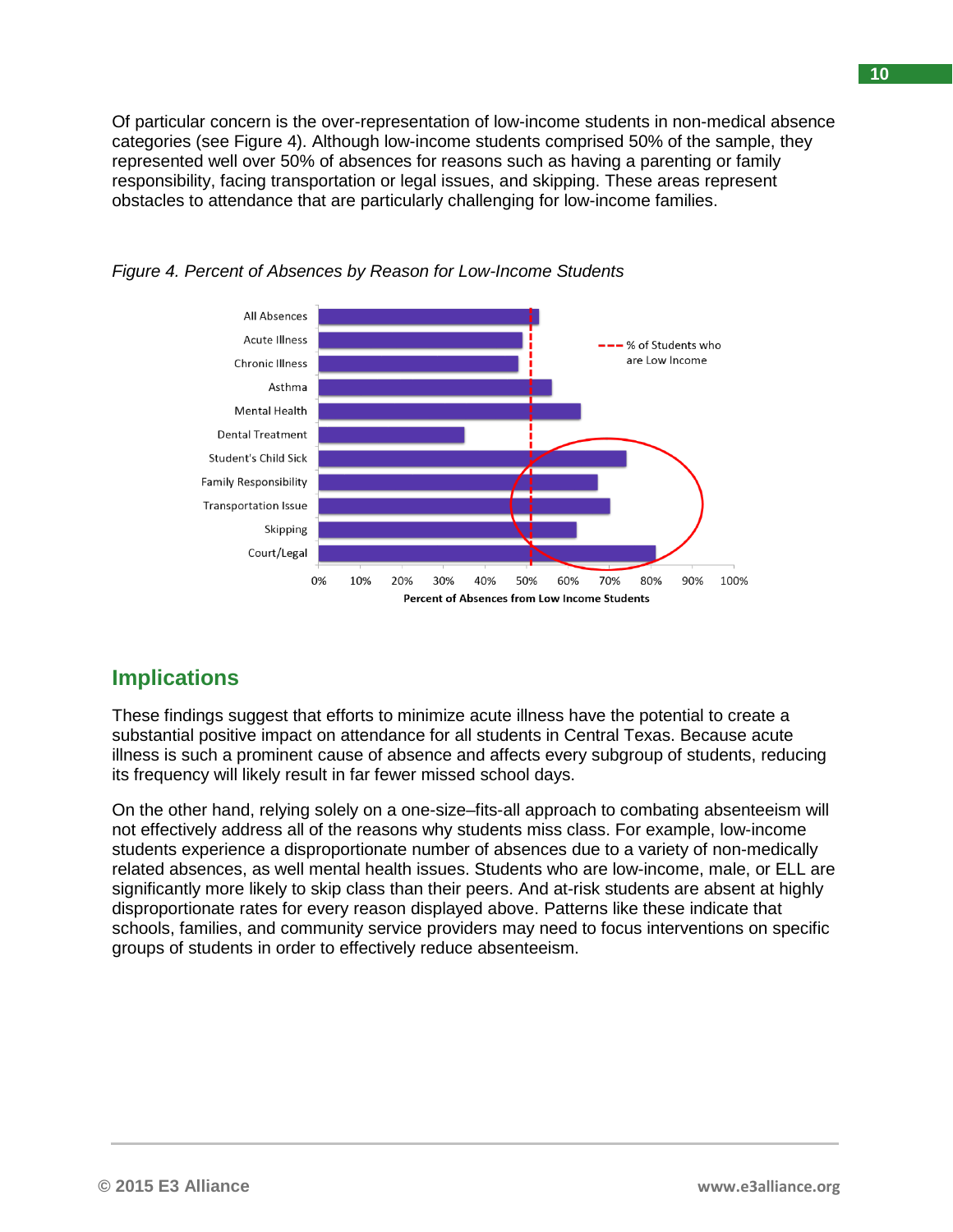Of particular concern is the over-representation of low-income students in non-medical absence categories (see Figure 4). Although low-income students comprised 50% of the sample, they represented well over 50% of absences for reasons such as having a parenting or family responsibility, facing transportation or legal issues, and skipping. These areas represent obstacles to attendance that are particularly challenging for low-income families.

*Figure 4. Percent of Absences by Reason for Low-Income Students*

## Implications

These findings suggest that efforts to minimize acute illness have the potential to create a substantial positive impact on attendance for all students in Central Texas. Because acute illness is such a prominent cause of absence and affects every subgroup of students, reducing its frequency will likely result in far fewer missed school days.

On the other hand, relying solely on a one-size–fits-all approach to combating absenteeism will not effectively address all of the reasons why students miss class. For example, low-income students experience a disproportionate number of absences due to a variety of non-medically related absences, as well mental health issues. Students who are low-income, male, or ELL are significantly more likely to skip class than their peers. And at-risk students are absent at highly disproportionate rates for every reason displayed above. Patterns like these indicate that schools, families, and community service providers may need to focus interventions on specific groups of students in order to effectively reduce absenteeism.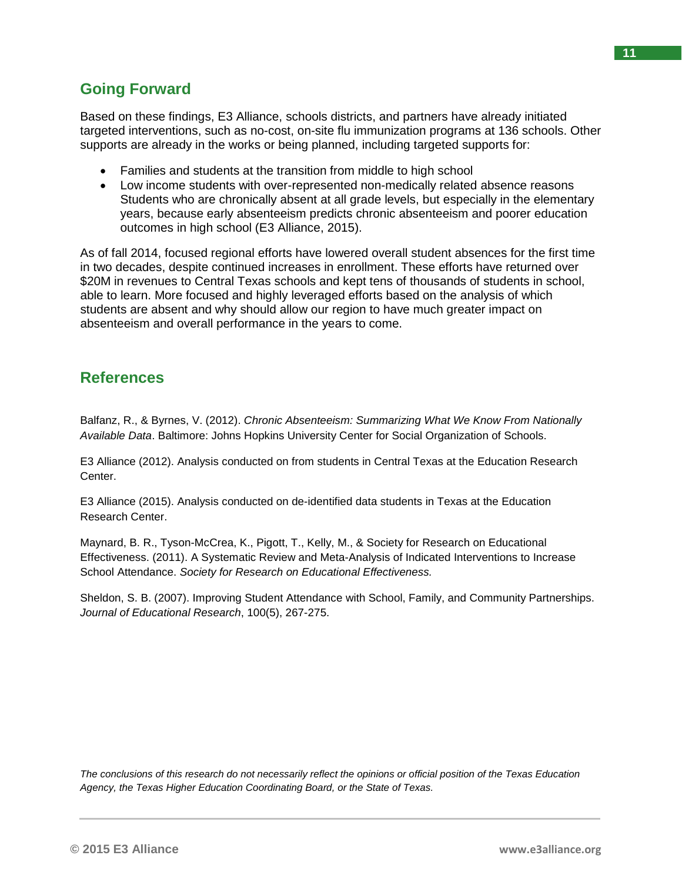## Going Forward

Based on these findings, E3 Alliance, schools districts, and partners have already initiated targeted interventions, such as no-cost, on-site flu immunization programs at 136 schools. Other supports are already in the works or being planned, including targeted supports for:

- Families and students at the transition from middle to high school
- Low income students with over-represented non-medically related absence reasons Students who are chronically absent at all grade levels, but especially in the elementary years, because early absenteeism predicts chronic absenteeism and poorer education outcomes in high school (E3 Alliance, 2015).

As of fall 2014, focused regional efforts have lowered overall student absences for the first time in two decades, despite continued increases in enrollment. These efforts have returned over $20M in revenues to Central Texas schools and kept tens of thousands of students in school, able to learn. More focused and highly leveraged efforts based on the analysis of which students are absent and why should allow our region to have much greater impact on absenteeism and overall performance in the years to come.

## References

Balfanz, R., & Byrnes, V. (2012). *Chronic Absenteeism: Summarizing What We Know From Nationally Available Data*. Baltimore: Johns Hopkins University Center for Social Organization of Schools.

E3 Alliance (2012). Analysis conducted on from students in Central Texas at the Education Research Center.

E3 Alliance (2015). Analysis conducted on de-identified data students in Texas at the Education Research Center.

Maynard, B. R., Tyson-McCrea, K., Pigott, T., Kelly, M., & Society for Research on Educational Effectiveness. (2011). A Systematic Review and Meta-Analysis of Indicated Interventions to Increase School Attendance. *Society for Research on Educational Effectiveness.*

Sheldon, S. B. (2007). Improving Student Attendance with School, Family, and Community Partnerships. *Journal of Educational Research*, 100(5), 267-275.

*The conclusions of this research do not necessarily reflect the opinions or official position of the Texas Education Agency, the Texas Higher Education Coordinating Board, or the State of Texas.*

© 2015 E3 Alliance www.e3alliance.org